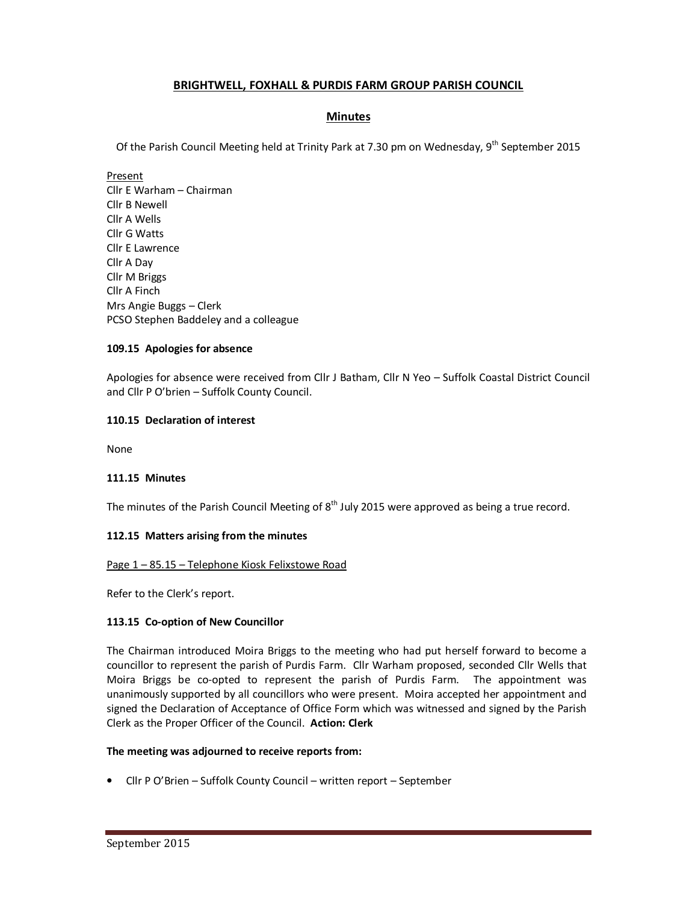# BRIGHTWELL, FOXHALL & PURDIS FARM GROUP PARISH COUNCIL

## Minutes

Of the Parish Council Meeting held at Trinity Park at 7.30 pm on Wednesday, 9th September 2015

Present
Cllr E Warham – Chairman
Cllr B Newell
Cllr A Wells
Cllr G Watts
Cllr E Lawrence
Cllr A Day
Cllr M Briggs
Cllr A Finch
Mrs Angie Buggs – Clerk
PCSO Stephen Baddeley and a colleague

**109.15 Apologies for absence**

Apologies for absence were received from Cllr J Batham, Cllr N Yeo – Suffolk Coastal District Council and Cllr P O'brien – Suffolk County Council.

**110.15 Declaration of interest**

None

**111.15 Minutes**

The minutes of the Parish Council Meeting of 8th July 2015 were approved as being a true record.

**112.15 Matters arising from the minutes**

Page 1 – 85.15 – Telephone Kiosk Felixstowe Road

Refer to the Clerk's report.

**113.15 Co-option of New Councillor**

The Chairman introduced Moira Briggs to the meeting who had put herself forward to become a councillor to represent the parish of Purdis Farm. Cllr Warham proposed, seconded Cllr Wells that Moira Briggs be co-opted to represent the parish of Purdis Farm. The appointment was unanimously supported by all councillors who were present. Moira accepted her appointment and signed the Declaration of Acceptance of Office Form which was witnessed and signed by the Parish Clerk as the Proper Officer of the Council. **Action: Clerk**

**The meeting was adjourned to receive reports from:**

- Cllr P O'Brien – Suffolk County Council – written report – September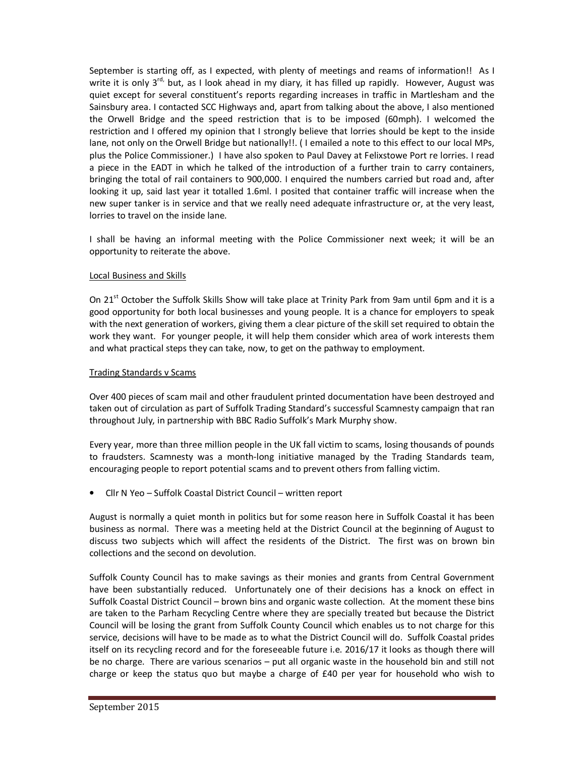September is starting off, as I expected, with plenty of meetings and reams of information!! As I write it is only 3rd, but, as I look ahead in my diary, it has filled up rapidly. However, August was quiet except for several constituent's reports regarding increases in traffic in Martlesham and the Sainsbury area. I contacted SCC Highways and, apart from talking about the above, I also mentioned the Orwell Bridge and the speed restriction that is to be imposed (60mph). I welcomed the restriction and I offered my opinion that I strongly believe that lorries should be kept to the inside lane, not only on the Orwell Bridge but nationally!!. ( I emailed a note to this effect to our local MPs, plus the Police Commissioner.) I have also spoken to Paul Davey at Felixstowe Port re lorries. I read a piece in the EADT in which he talked of the introduction of a further train to carry containers, bringing the total of rail containers to 900,000. I enquired the numbers carried but road and, after looking it up, said last year it totalled 1.6ml. I posited that container traffic will increase when the new super tanker is in service and that we really need adequate infrastructure or, at the very least, lorries to travel on the inside lane.

I shall be having an informal meeting with the Police Commissioner next week; it will be an opportunity to reiterate the above.

Local Business and Skills

On 21st October the Suffolk Skills Show will take place at Trinity Park from 9am until 6pm and it is a good opportunity for both local businesses and young people. It is a chance for employers to speak with the next generation of workers, giving them a clear picture of the skill set required to obtain the work they want. For younger people, it will help them consider which area of work interests them and what practical steps they can take, now, to get on the pathway to employment.

Trading Standards v Scams

Over 400 pieces of scam mail and other fraudulent printed documentation have been destroyed and taken out of circulation as part of Suffolk Trading Standard's successful Scamnesty campaign that ran throughout July, in partnership with BBC Radio Suffolk's Mark Murphy show.

Every year, more than three million people in the UK fall victim to scams, losing thousands of pounds to fraudsters. Scamnesty was a month-long initiative managed by the Trading Standards team, encouraging people to report potential scams and to prevent others from falling victim.

- Cllr N Yeo – Suffolk Coastal District Council – written report

August is normally a quiet month in politics but for some reason here in Suffolk Coastal it has been business as normal. There was a meeting held at the District Council at the beginning of August to discuss two subjects which will affect the residents of the District. The first was on brown bin collections and the second on devolution.

Suffolk County Council has to make savings as their monies and grants from Central Government have been substantially reduced. Unfortunately one of their decisions has a knock on effect in Suffolk Coastal District Council – brown bins and organic waste collection. At the moment these bins are taken to the Parham Recycling Centre where they are specially treated but because the District Council will be losing the grant from Suffolk County Council which enables us to not charge for this service, decisions will have to be made as to what the District Council will do. Suffolk Coastal prides itself on its recycling record and for the foreseeable future i.e. 2016/17 it looks as though there will be no charge. There are various scenarios – put all organic waste in the household bin and still not charge or keep the status quo but maybe a charge of £40 per year for household who wish to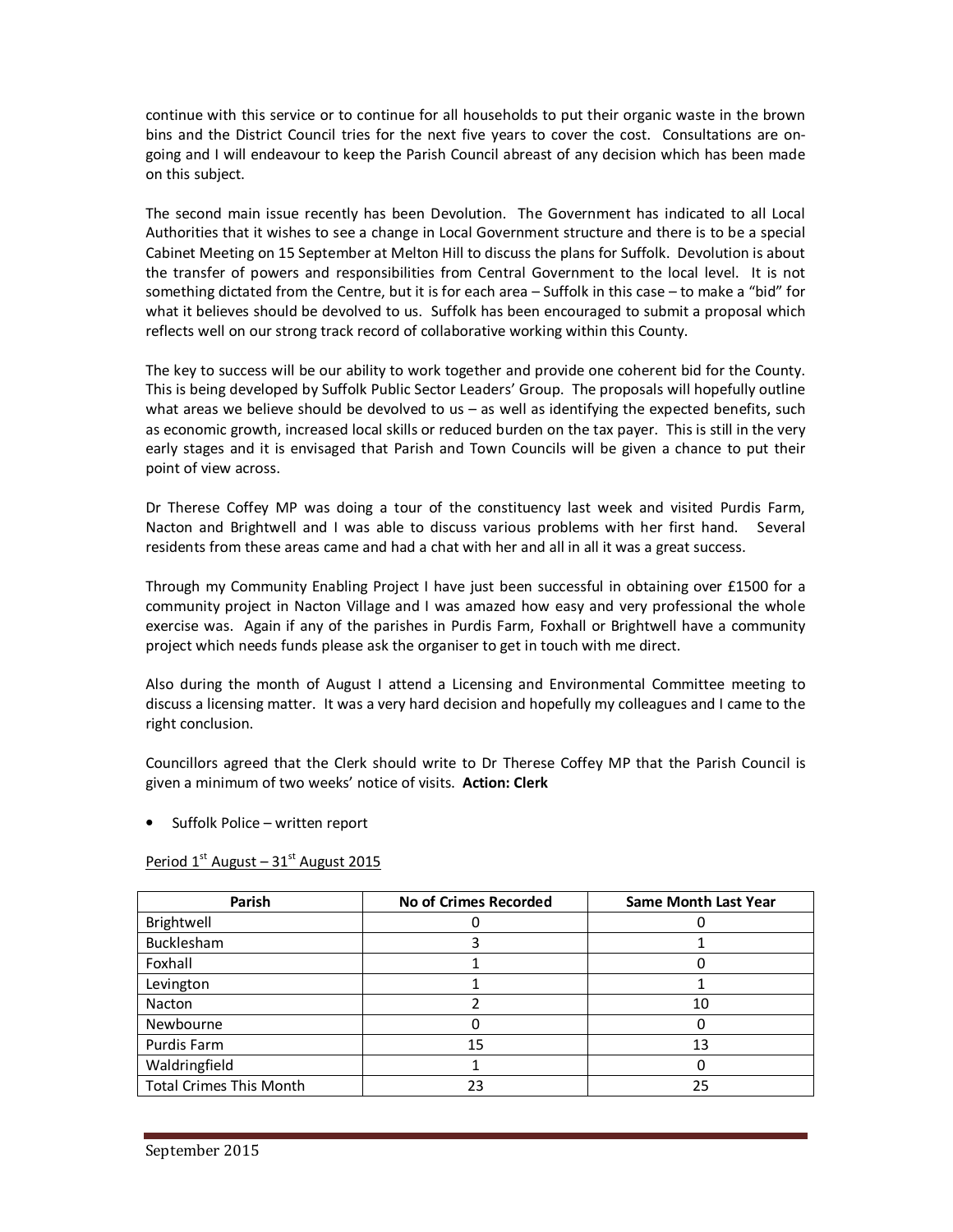continue with this service or to continue for all households to put their organic waste in the brown bins and the District Council tries for the next five years to cover the cost. Consultations are on-going and I will endeavour to keep the Parish Council abreast of any decision which has been made on this subject.

The second main issue recently has been Devolution. The Government has indicated to all Local Authorities that it wishes to see a change in Local Government structure and there is to be a special Cabinet Meeting on 15 September at Melton Hill to discuss the plans for Suffolk. Devolution is about the transfer of powers and responsibilities from Central Government to the local level. It is not something dictated from the Centre, but it is for each area – Suffolk in this case – to make a "bid" for what it believes should be devolved to us. Suffolk has been encouraged to submit a proposal which reflects well on our strong track record of collaborative working within this County.

The key to success will be our ability to work together and provide one coherent bid for the County. This is being developed by Suffolk Public Sector Leaders' Group. The proposals will hopefully outline what areas we believe should be devolved to us – as well as identifying the expected benefits, such as economic growth, increased local skills or reduced burden on the tax payer. This is still in the very early stages and it is envisaged that Parish and Town Councils will be given a chance to put their point of view across.

Dr Therese Coffey MP was doing a tour of the constituency last week and visited Purdis Farm, Nacton and Brightwell and I was able to discuss various problems with her first hand. Several residents from these areas came and had a chat with her and all in all it was a great success.

Through my Community Enabling Project I have just been successful in obtaining over £1500 for a community project in Nacton Village and I was amazed how easy and very professional the whole exercise was. Again if any of the parishes in Purdis Farm, Foxhall or Brightwell have a community project which needs funds please ask the organiser to get in touch with me direct.

Also during the month of August I attend a Licensing and Environmental Committee meeting to discuss a licensing matter. It was a very hard decision and hopefully my colleagues and I came to the right conclusion.

Councillors agreed that the Clerk should write to Dr Therese Coffey MP that the Parish Council is given a minimum of two weeks' notice of visits. **Action: Clerk**

- Suffolk Police – written report

Period 1st August – 31st August 2015

| Parish | No of Crimes Recorded | Same Month Last Year |
|---|---|---|
| Brightwell | 0 | 0 |
| Bucklesham | 3 | 1 |
| Foxhall | 1 | 0 |
| Levington | 1 | 1 |
| Nacton | 2 | 10 |
| Newbourne | 0 | 0 |
| Purdis Farm | 15 | 13 |
| Waldringfield | 1 | 0 |
| Total Crimes This Month | 23 | 25 |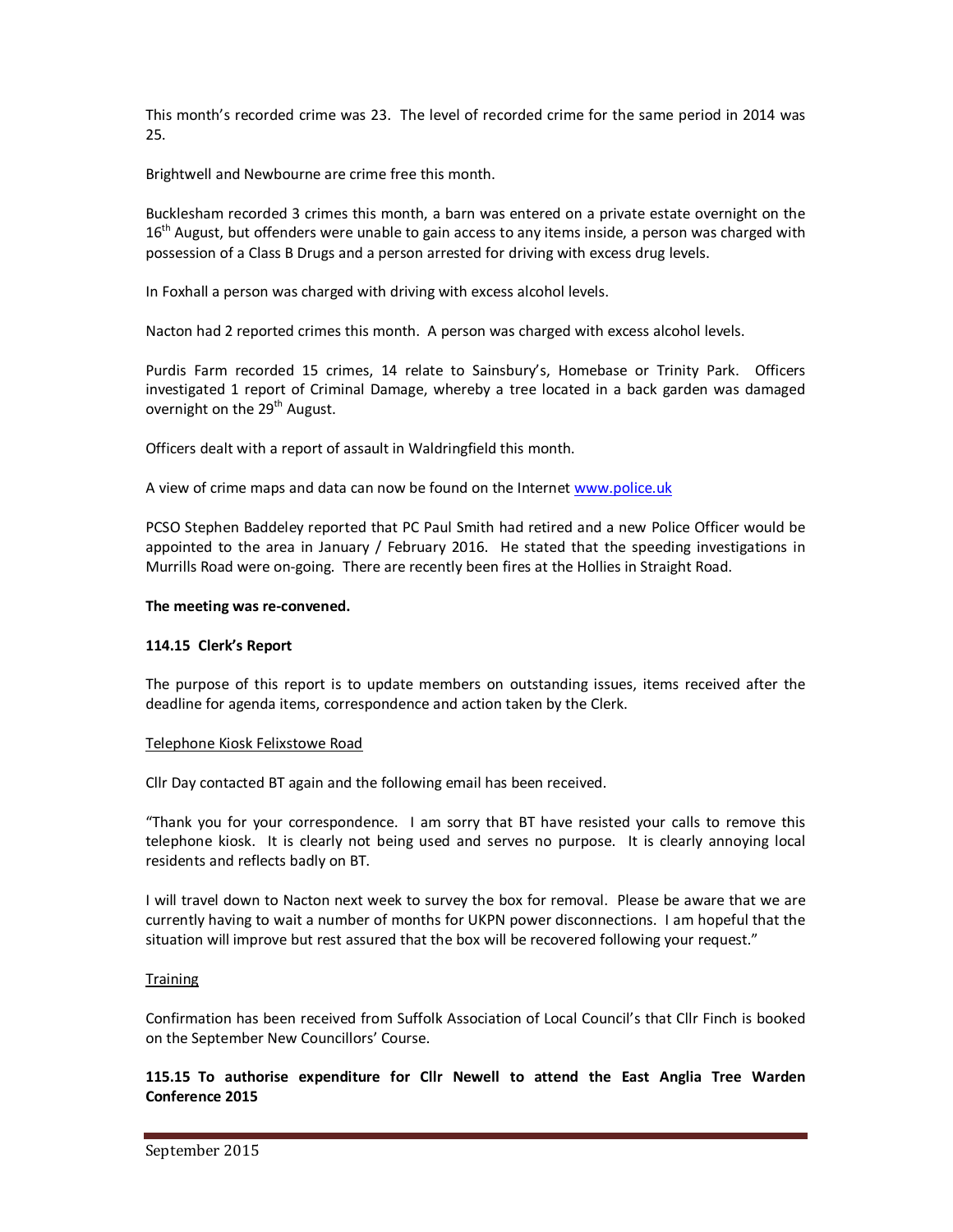This month's recorded crime was 23. The level of recorded crime for the same period in 2014 was 25.

Brightwell and Newbourne are crime free this month.

Bucklesham recorded 3 crimes this month, a barn was entered on a private estate overnight on the 16th August, but offenders were unable to gain access to any items inside, a person was charged with possession of a Class B Drugs and a person arrested for driving with excess drug levels.

In Foxhall a person was charged with driving with excess alcohol levels.

Nacton had 2 reported crimes this month. A person was charged with excess alcohol levels.

Purdis Farm recorded 15 crimes, 14 relate to Sainsbury's, Homebase or Trinity Park. Officers investigated 1 report of Criminal Damage, whereby a tree located in a back garden was damaged overnight on the 29th August.

Officers dealt with a report of assault in Waldringfield this month.

A view of crime maps and data can now be found on the Internet www.police.uk

PCSO Stephen Baddeley reported that PC Paul Smith had retired and a new Police Officer would be appointed to the area in January / February 2016. He stated that the speeding investigations in Murrills Road were on-going. There are recently been fires at the Hollies in Straight Road.

**The meeting was re-convened.**

**114.15 Clerk's Report**

The purpose of this report is to update members on outstanding issues, items received after the deadline for agenda items, correspondence and action taken by the Clerk.

Telephone Kiosk Felixstowe Road

Cllr Day contacted BT again and the following email has been received.

"Thank you for your correspondence. I am sorry that BT have resisted your calls to remove this telephone kiosk. It is clearly not being used and serves no purpose. It is clearly annoying local residents and reflects badly on BT.

I will travel down to Nacton next week to survey the box for removal. Please be aware that we are currently having to wait a number of months for UKPN power disconnections. I am hopeful that the situation will improve but rest assured that the box will be recovered following your request."

Training

Confirmation has been received from Suffolk Association of Local Council's that Cllr Finch is booked on the September New Councillors' Course.

**115.15 To authorise expenditure for Cllr Newell to attend the East Anglia Tree Warden Conference 2015**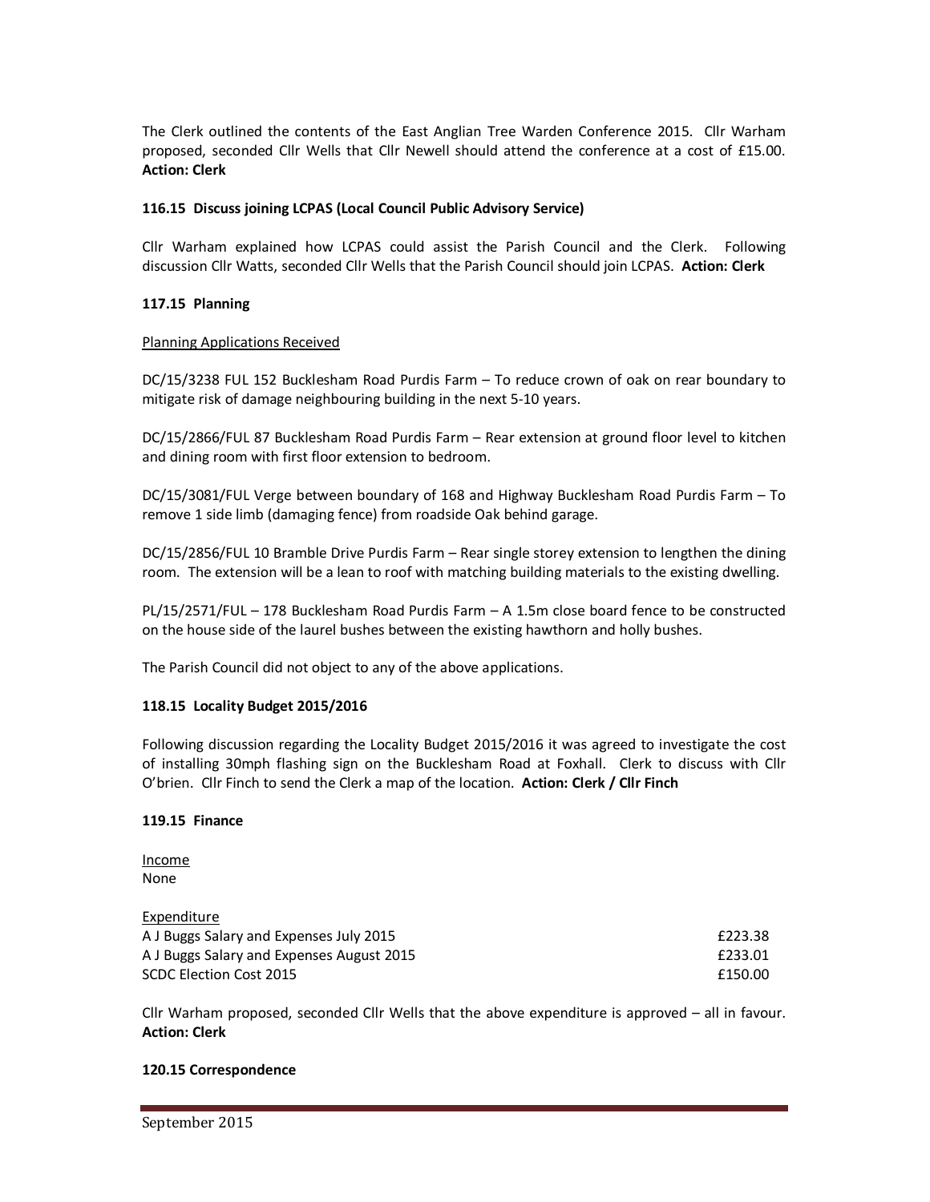The Clerk outlined the contents of the East Anglian Tree Warden Conference 2015. Cllr Warham proposed, seconded Cllr Wells that Cllr Newell should attend the conference at a cost of £15.00. **Action: Clerk**

**116.15 Discuss joining LCPAS (Local Council Public Advisory Service)**

Cllr Warham explained how LCPAS could assist the Parish Council and the Clerk. Following discussion Cllr Watts, seconded Cllr Wells that the Parish Council should join LCPAS. **Action: Clerk**

**117.15 Planning**

Planning Applications Received

DC/15/3238 FUL 152 Bucklesham Road Purdis Farm – To reduce crown of oak on rear boundary to mitigate risk of damage neighbouring building in the next 5-10 years.

DC/15/2866/FUL 87 Bucklesham Road Purdis Farm – Rear extension at ground floor level to kitchen and dining room with first floor extension to bedroom.

DC/15/3081/FUL Verge between boundary of 168 and Highway Bucklesham Road Purdis Farm – To remove 1 side limb (damaging fence) from roadside Oak behind garage.

DC/15/2856/FUL 10 Bramble Drive Purdis Farm – Rear single storey extension to lengthen the dining room. The extension will be a lean to roof with matching building materials to the existing dwelling.

PL/15/2571/FUL – 178 Bucklesham Road Purdis Farm – A 1.5m close board fence to be constructed on the house side of the laurel bushes between the existing hawthorn and holly bushes.

The Parish Council did not object to any of the above applications.

**118.15 Locality Budget 2015/2016**

Following discussion regarding the Locality Budget 2015/2016 it was agreed to investigate the cost of installing 30mph flashing sign on the Bucklesham Road at Foxhall. Clerk to discuss with Cllr O'brien. Cllr Finch to send the Clerk a map of the location. **Action: Clerk / Cllr Finch**

**119.15 Finance**

Income
None

Expenditure

| | |
|---|---|
| A J Buggs Salary and Expenses July 2015 | £223.38 |
| A J Buggs Salary and Expenses August 2015 | £233.01 |
| SCDC Election Cost 2015 | £150.00 |

Cllr Warham proposed, seconded Cllr Wells that the above expenditure is approved – all in favour. **Action: Clerk**

**120.15 Correspondence**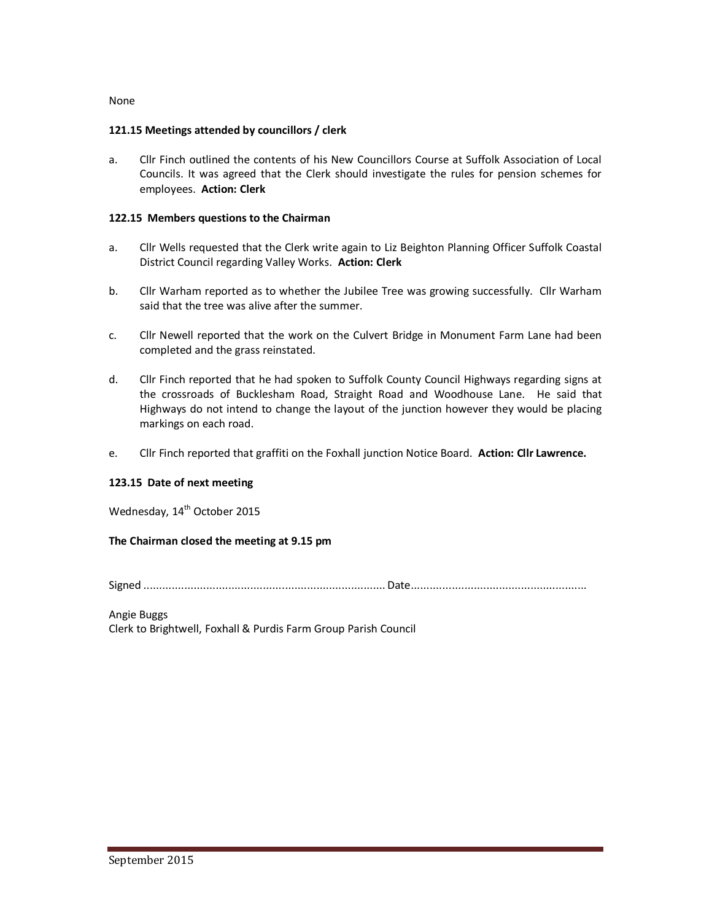None

**121.15 Meetings attended by councillors / clerk**

a. Cllr Finch outlined the contents of his New Councillors Course at Suffolk Association of Local Councils. It was agreed that the Clerk should investigate the rules for pension schemes for employees. **Action: Clerk**

**122.15 Members questions to the Chairman**

a. Cllr Wells requested that the Clerk write again to Liz Beighton Planning Officer Suffolk Coastal District Council regarding Valley Works. **Action: Clerk**

b. Cllr Warham reported as to whether the Jubilee Tree was growing successfully. Cllr Warham said that the tree was alive after the summer.

c. Cllr Newell reported that the work on the Culvert Bridge in Monument Farm Lane had been completed and the grass reinstated.

d. Cllr Finch reported that he had spoken to Suffolk County Council Highways regarding signs at the crossroads of Bucklesham Road, Straight Road and Woodhouse Lane. He said that Highways do not intend to change the layout of the junction however they would be placing markings on each road.

e. Cllr Finch reported that graffiti on the Foxhall junction Notice Board. **Action: Cllr Lawrence.**

**123.15 Date of next meeting**

Wednesday, 14th October 2015

**The Chairman closed the meeting at 9.15 pm**

Signed ............................................................................ Date........................................................

Angie Buggs
Clerk to Brightwell, Foxhall & Purdis Farm Group Parish Council